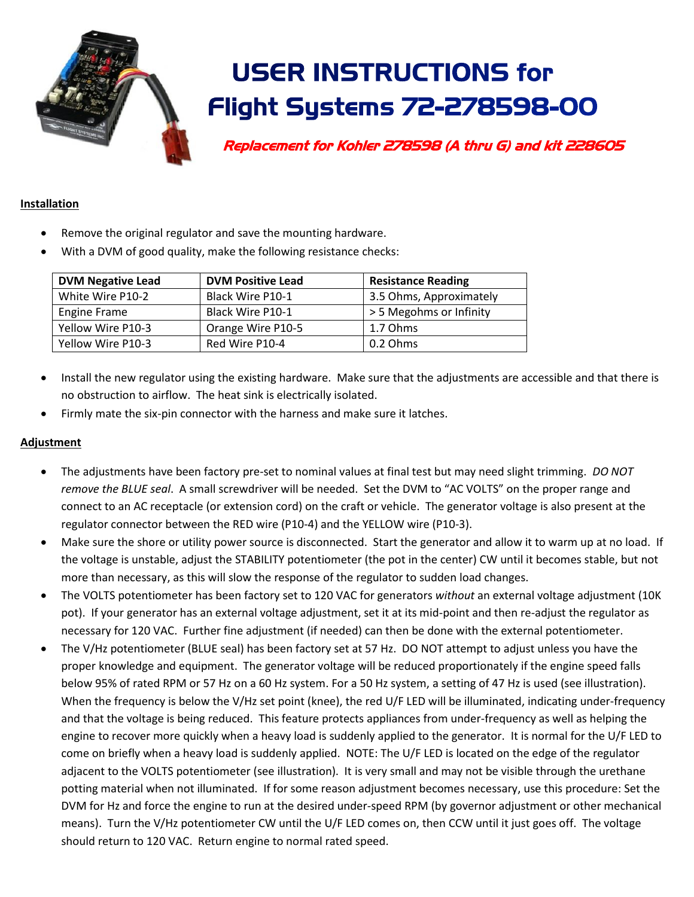# USER INSTRUCTIONS for Flight Systems 72-278598-00

***Replacement for Kohler 278598 (A thru G) and kit 228605***

## Installation

- Remove the original regulator and save the mounting hardware.
- With a DVM of good quality, make the following resistance checks:

| DVM Negative Lead | DVM Positive Lead | Resistance Reading |
|---|---|---|
| White Wire P10-2 | Black Wire P10-1 | 3.5 Ohms, Approximately |
| Engine Frame | Black Wire P10-1 | > 5 Megohms or Infinity |
| Yellow Wire P10-3 | Orange Wire P10-5 | 1.7 Ohms |
| Yellow Wire P10-3 | Red Wire P10-4 | 0.2 Ohms |

- Install the new regulator using the existing hardware. Make sure that the adjustments are accessible and that there is no obstruction to airflow. The heat sink is electrically isolated.
- Firmly mate the six-pin connector with the harness and make sure it latches.

## Adjustment

- The adjustments have been factory pre-set to nominal values at final test but may need slight trimming. *DO NOT remove the BLUE seal*. A small screwdriver will be needed. Set the DVM to "AC VOLTS" on the proper range and connect to an AC receptacle (or extension cord) on the craft or vehicle. The generator voltage is also present at the regulator connector between the RED wire (P10-4) and the YELLOW wire (P10-3).
- Make sure the shore or utility power source is disconnected. Start the generator and allow it to warm up at no load. If the voltage is unstable, adjust the STABILITY potentiometer (the pot in the center) CW until it becomes stable, but not more than necessary, as this will slow the response of the regulator to sudden load changes.
- The VOLTS potentiometer has been factory set to 120 VAC for generators *without* an external voltage adjustment (10K pot). If your generator has an external voltage adjustment, set it at its mid-point and then re-adjust the regulator as necessary for 120 VAC. Further fine adjustment (if needed) can then be done with the external potentiometer.
- The V/Hz potentiometer (BLUE seal) has been factory set at 57 Hz. DO NOT attempt to adjust unless you have the proper knowledge and equipment. The generator voltage will be reduced proportionately if the engine speed falls below 95% of rated RPM or 57 Hz on a 60 Hz system. For a 50 Hz system, a setting of 47 Hz is used (see illustration). When the frequency is below the V/Hz set point (knee), the red U/F LED will be illuminated, indicating under-frequency and that the voltage is being reduced. This feature protects appliances from under-frequency as well as helping the engine to recover more quickly when a heavy load is suddenly applied to the generator. It is normal for the U/F LED to come on briefly when a heavy load is suddenly applied. NOTE: The U/F LED is located on the edge of the regulator adjacent to the VOLTS potentiometer (see illustration). It is very small and may not be visible through the urethane potting material when not illuminated. If for some reason adjustment becomes necessary, use this procedure: Set the DVM for Hz and force the engine to run at the desired under-speed RPM (by governor adjustment or other mechanical means). Turn the V/Hz potentiometer CW until the U/F LED comes on, then CCW until it just goes off. The voltage should return to 120 VAC. Return engine to normal rated speed.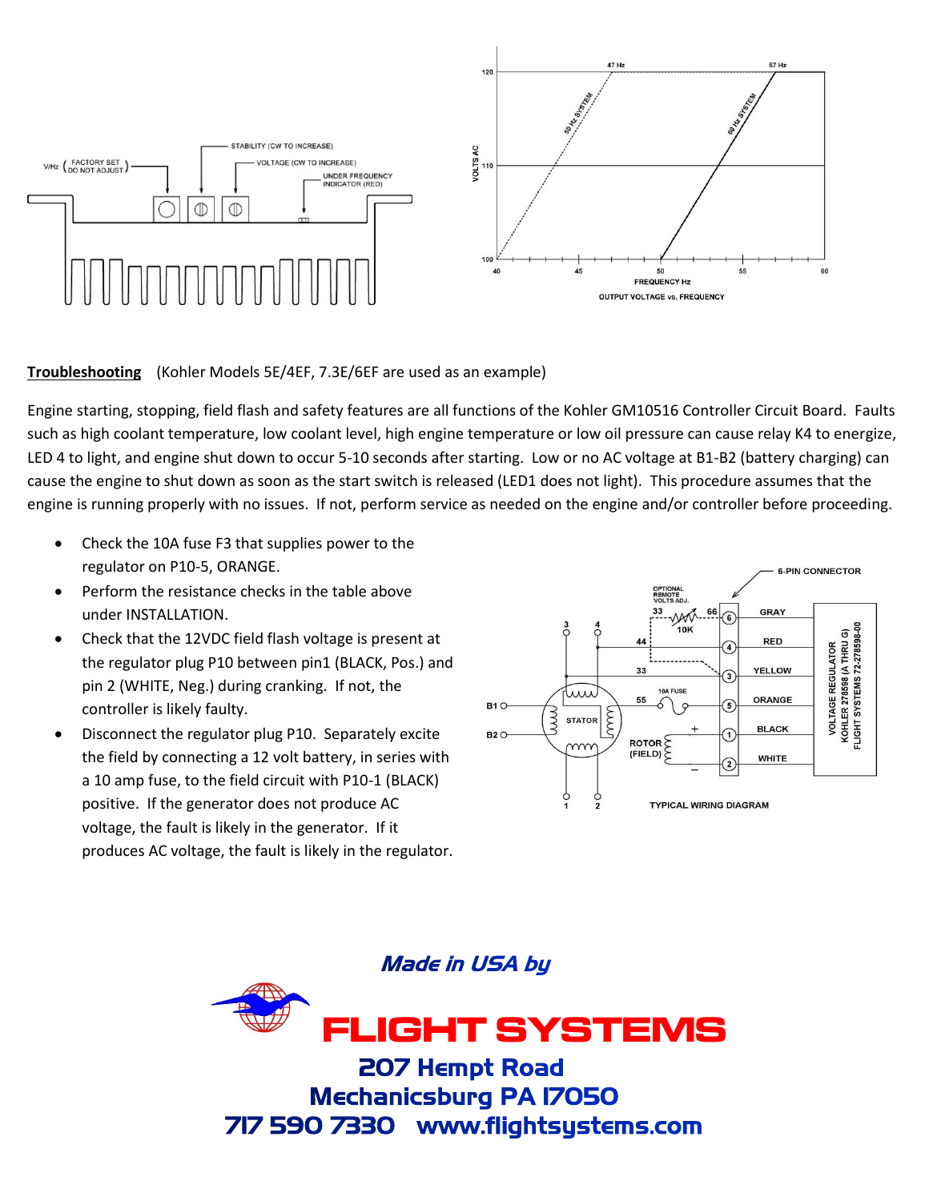V/Hz (FACTORY SET DO NOT ADJUST)
STABILITY (CW TO INCREASE)
VOLTAGE (CW TO INCREASE)
UNDER FREQUENCY INDICATOR (RED)

120
110
100
VOLTS AC
47 Hz
57 Hz
50 Hz SYSTEM
60 Hz SYSTEM
40
45
50
55
60
FREQUENCY Hz
OUTPUT VOLTAGE vs. FREQUENCY

**Troubleshooting** (Kohler Models 5E/4EF, 7.3E/6EF are used as an example)

Engine starting, stopping, field flash and safety features are all functions of the Kohler GM10516 Controller Circuit Board. Faults such as high coolant temperature, low coolant level, high engine temperature or low oil pressure can cause relay K4 to energize, LED 4 to light, and engine shut down to occur 5-10 seconds after starting. Low or no AC voltage at B1-B2 (battery charging) can cause the engine to shut down as soon as the start switch is released (LED1 does not light). This procedure assumes that the engine is running properly with no issues. If not, perform service as needed on the engine and/or controller before proceeding.

- Check the 10A fuse F3 that supplies power to the regulator on P10-5, ORANGE.
- Perform the resistance checks in the table above under INSTALLATION.
- Check that the 12VDC field flash voltage is present at the regulator plug P10 between pin1 (BLACK, Pos.) and pin 2 (WHITE, Neg.) during cranking. If not, the controller is likely faulty.
- Disconnect the regulator plug P10. Separately excite the field by connecting a 12 volt battery, in series with a 10 amp fuse, to the field circuit with P10-1 (BLACK) positive. If the generator does not produce AC voltage, the fault is likely in the generator. If it produces AC voltage, the fault is likely in the regulator.

6-PIN CONNECTOR
OPTIONAL REMOTE VOLTS ADJ.
33
10K
66
3
4
44
33
55
10A FUSE
B1
B2
STATOR
ROTOR (FIELD)
+
−
1
2
6 GRAY
4 RED
3 YELLOW
5 ORANGE
1 BLACK
2 WHITE
VOLTAGE REGULATOR
KOHLER 278598 (A THRU G)
FLIGHT SYSTEMS 72-278598-00
TYPICAL WIRING DIAGRAM

*Made in USA by*

**FLIGHT SYSTEMS**

**207 Hempt Road**
**Mechanicsburg PA 17050**
**717 590 7330 www.flightsystems.com**